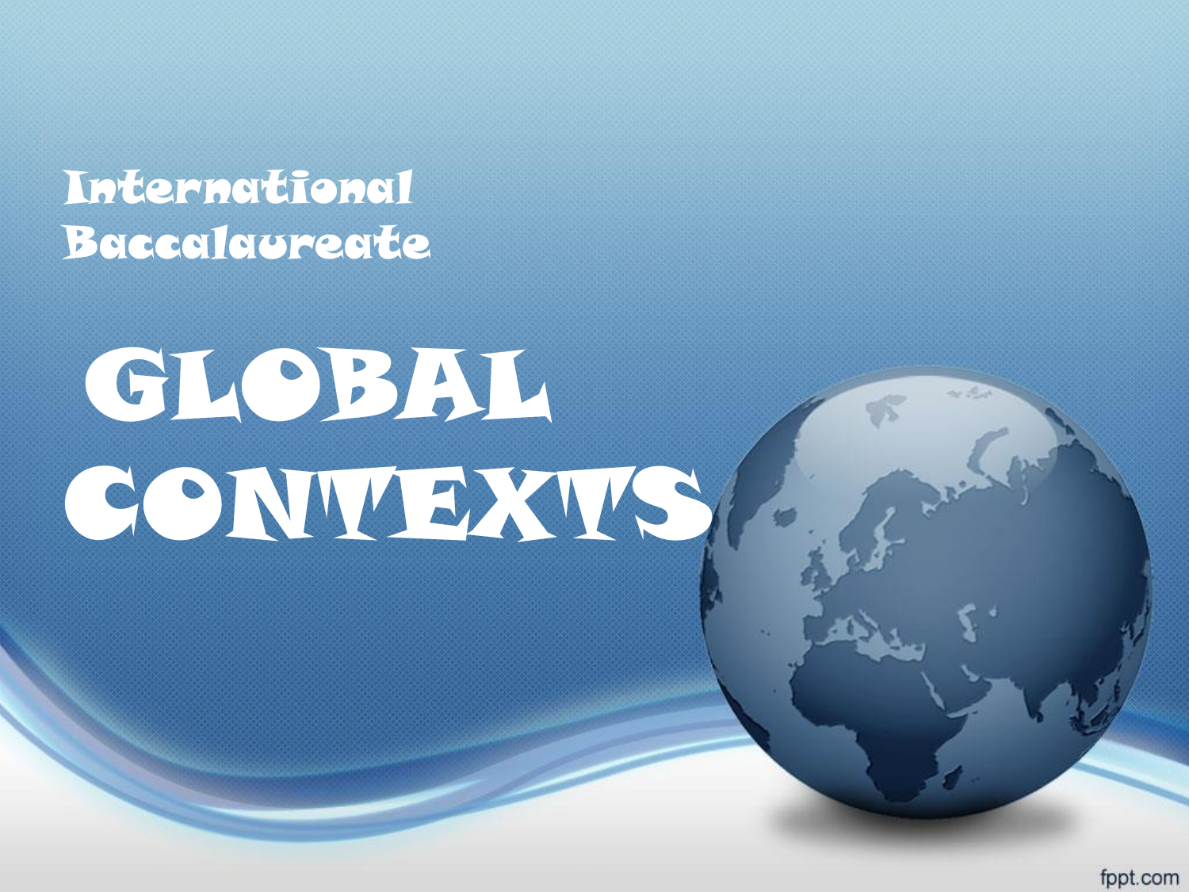International Baccalaureate

# GLOBAL CONTEXTS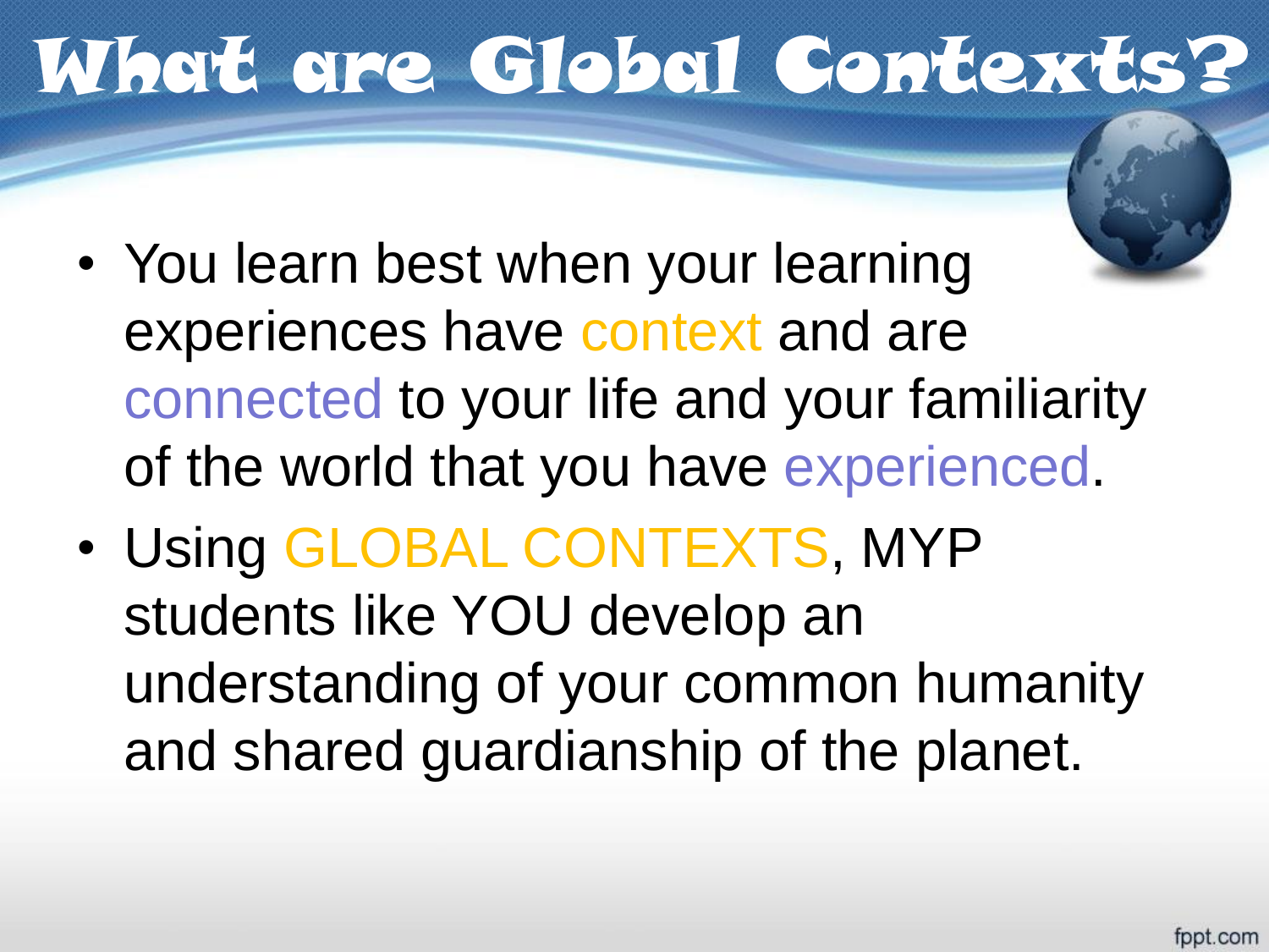# What are Global Contexts?

- You learn best when your learning experiences have context and are connected to your life and your familiarity of the world that you have experienced.
- Using GLOBAL CONTEXTS, MYP students like YOU develop an understanding of your common humanity and shared guardianship of the planet.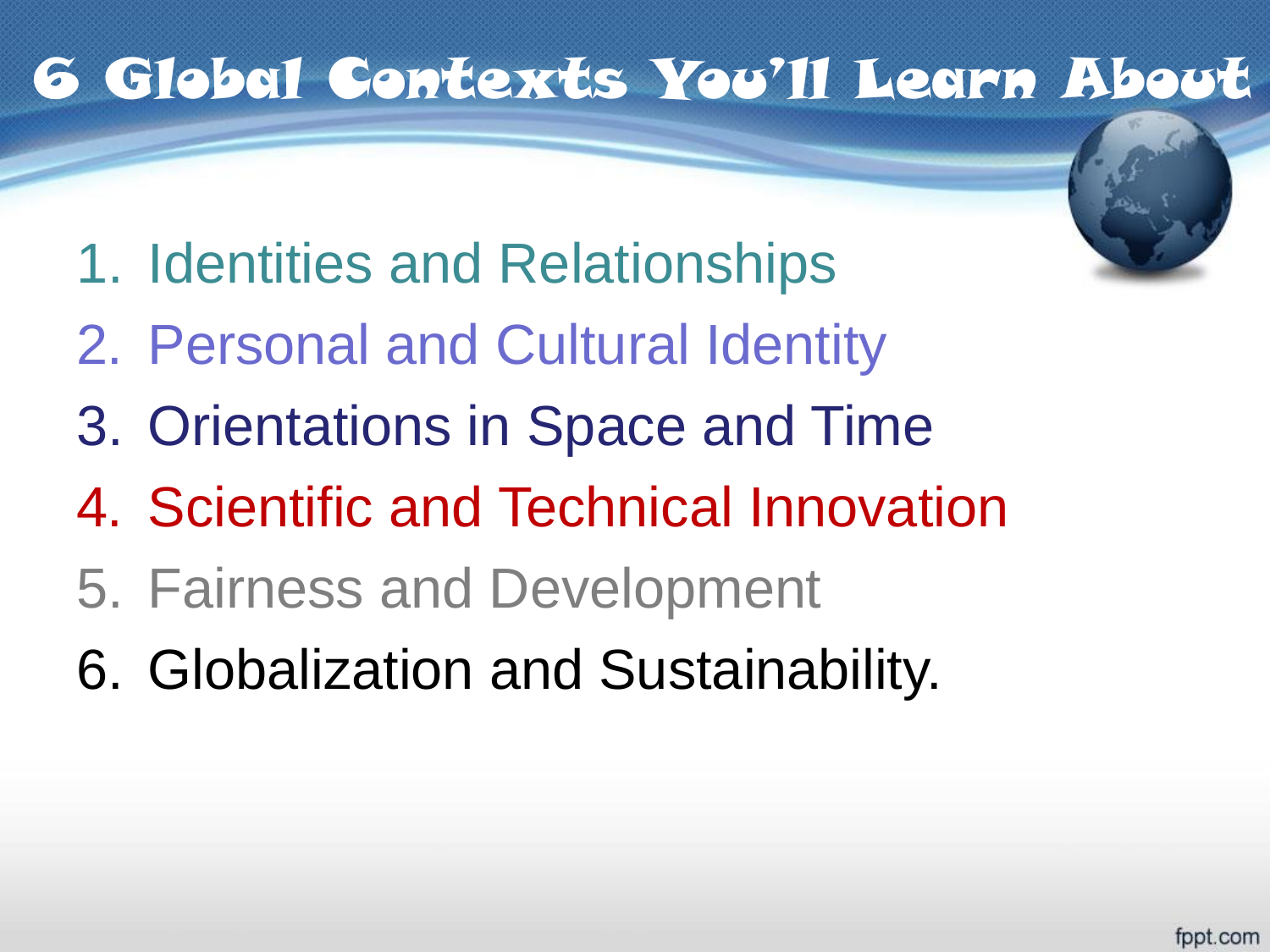# 6 Global Contexts You'll Learn About

1. Identities and Relationships
2. Personal and Cultural Identity
3. Orientations in Space and Time
4. Scientific and Technical Innovation
5. Fairness and Development
6. Globalization and Sustainability.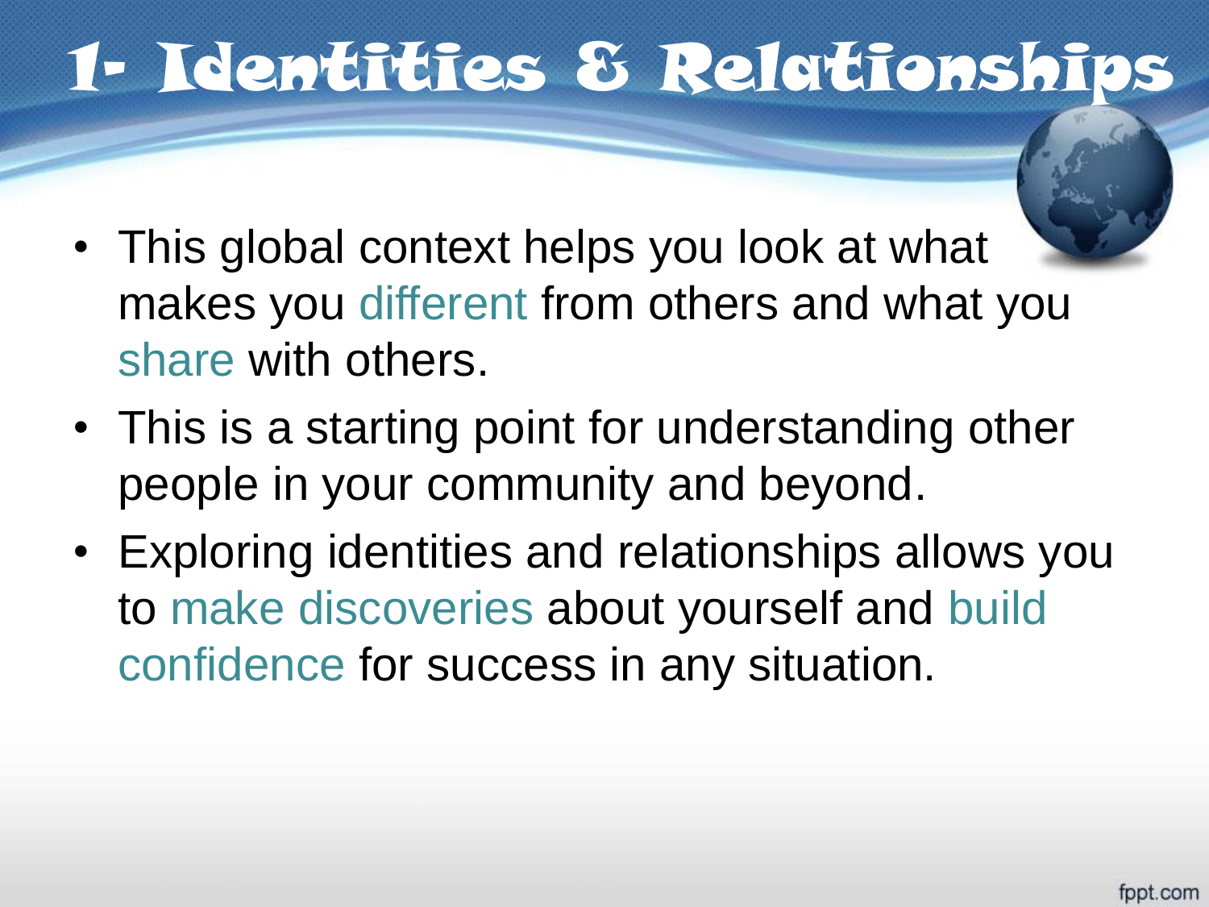# 1- Identities & Relationships

- This global context helps you look at what makes you different from others and what you share with others.
- This is a starting point for understanding other people in your community and beyond.
- Exploring identities and relationships allows you to make discoveries about yourself and build confidence for success in any situation.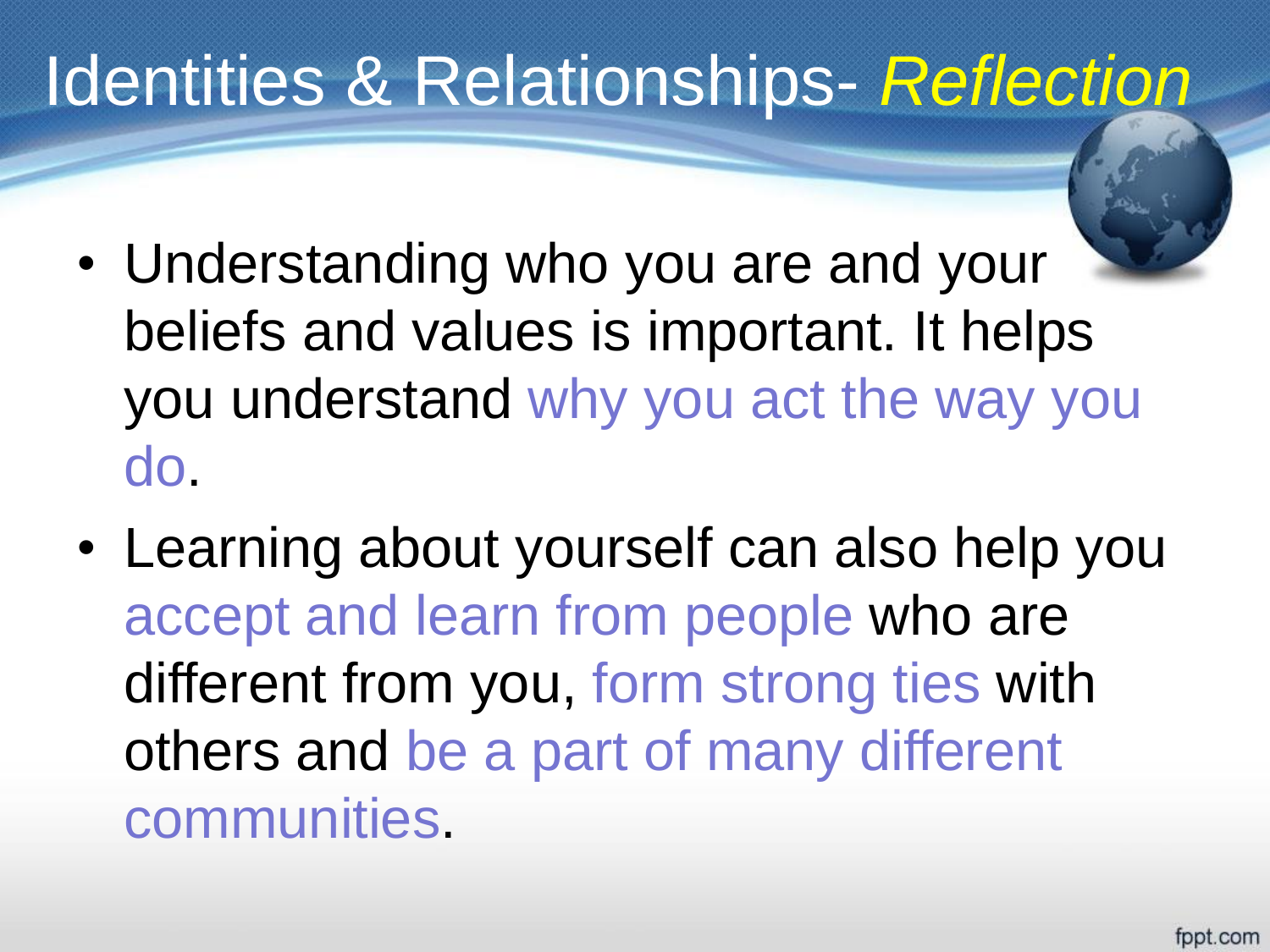# Identities & Relationships- *Reflection*

- Understanding who you are and your beliefs and values is important. It helps you understand why you act the way you do.
- Learning about yourself can also help you accept and learn from people who are different from you, form strong ties with others and be a part of many different communities.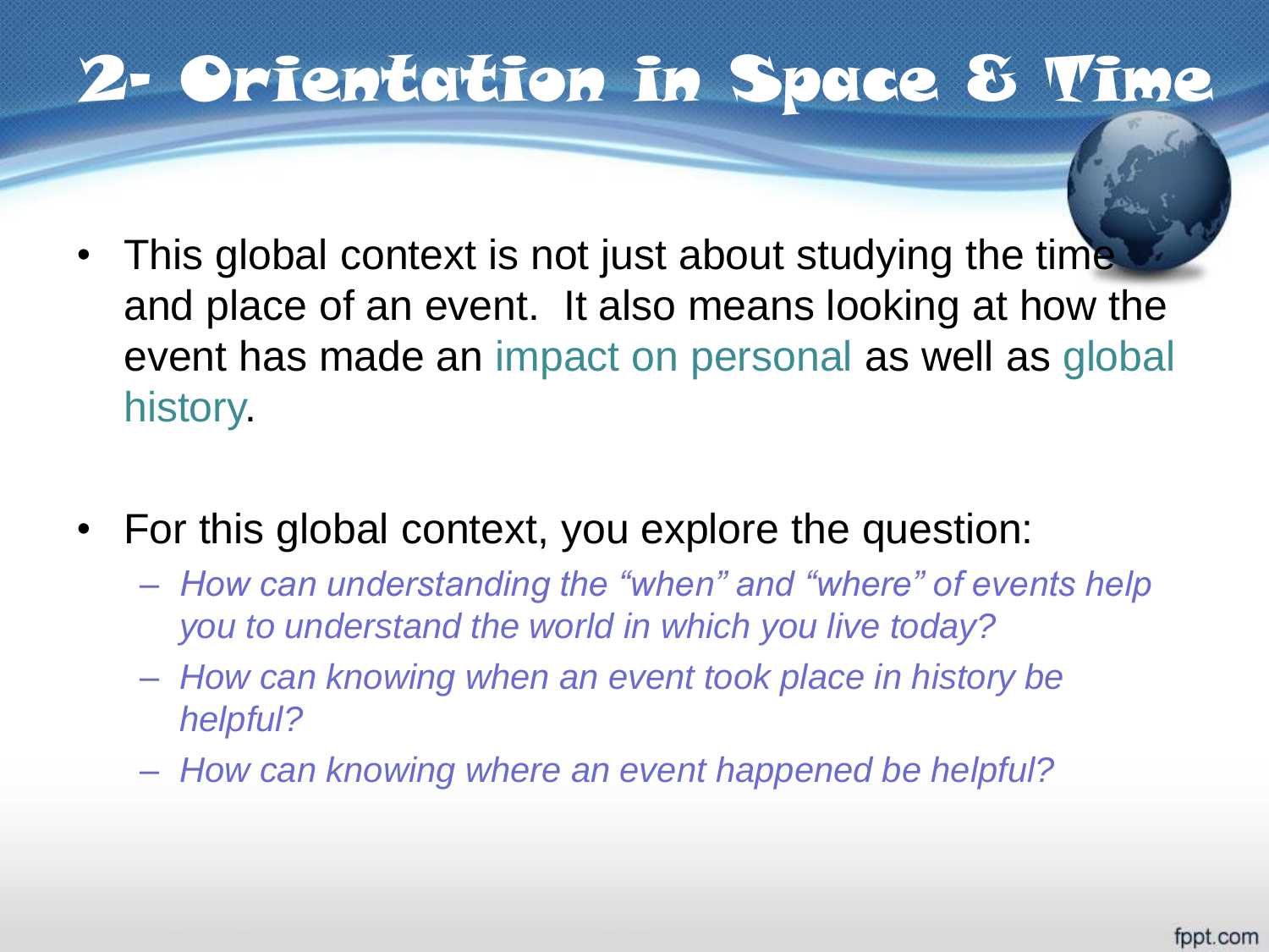# 2- Orientation in Space & Time

- This global context is not just about studying the time and place of an event. It also means looking at how the event has made an impact on personal as well as global history.

- For this global context, you explore the question:
  - *How can understanding the "when" and "where" of events help you to understand the world in which you live today?*
  - *How can knowing when an event took place in history be helpful?*
  - *How can knowing where an event happened be helpful?*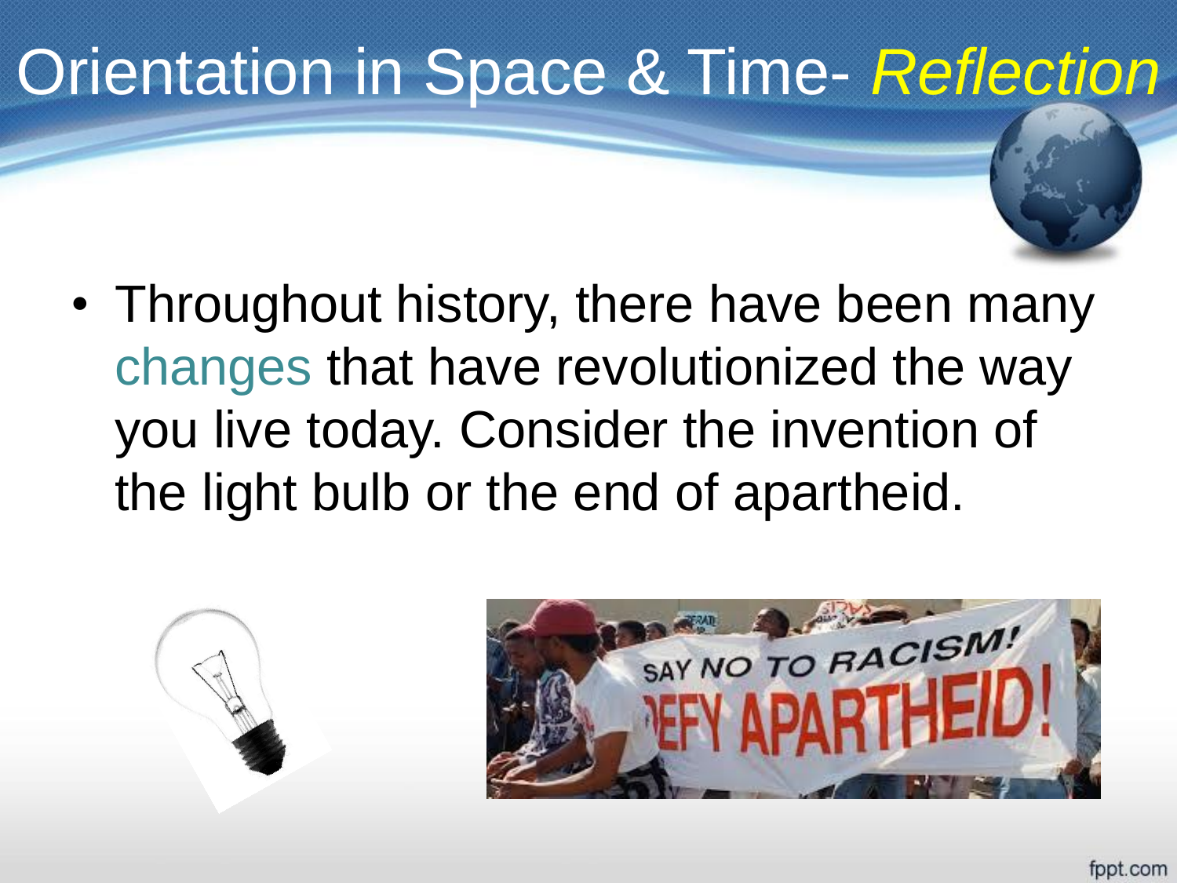# Orientation in Space & Time- *Reflection*

- Throughout history, there have been many changes that have revolutionized the way you live today. Consider the invention of the light bulb or the end of apartheid.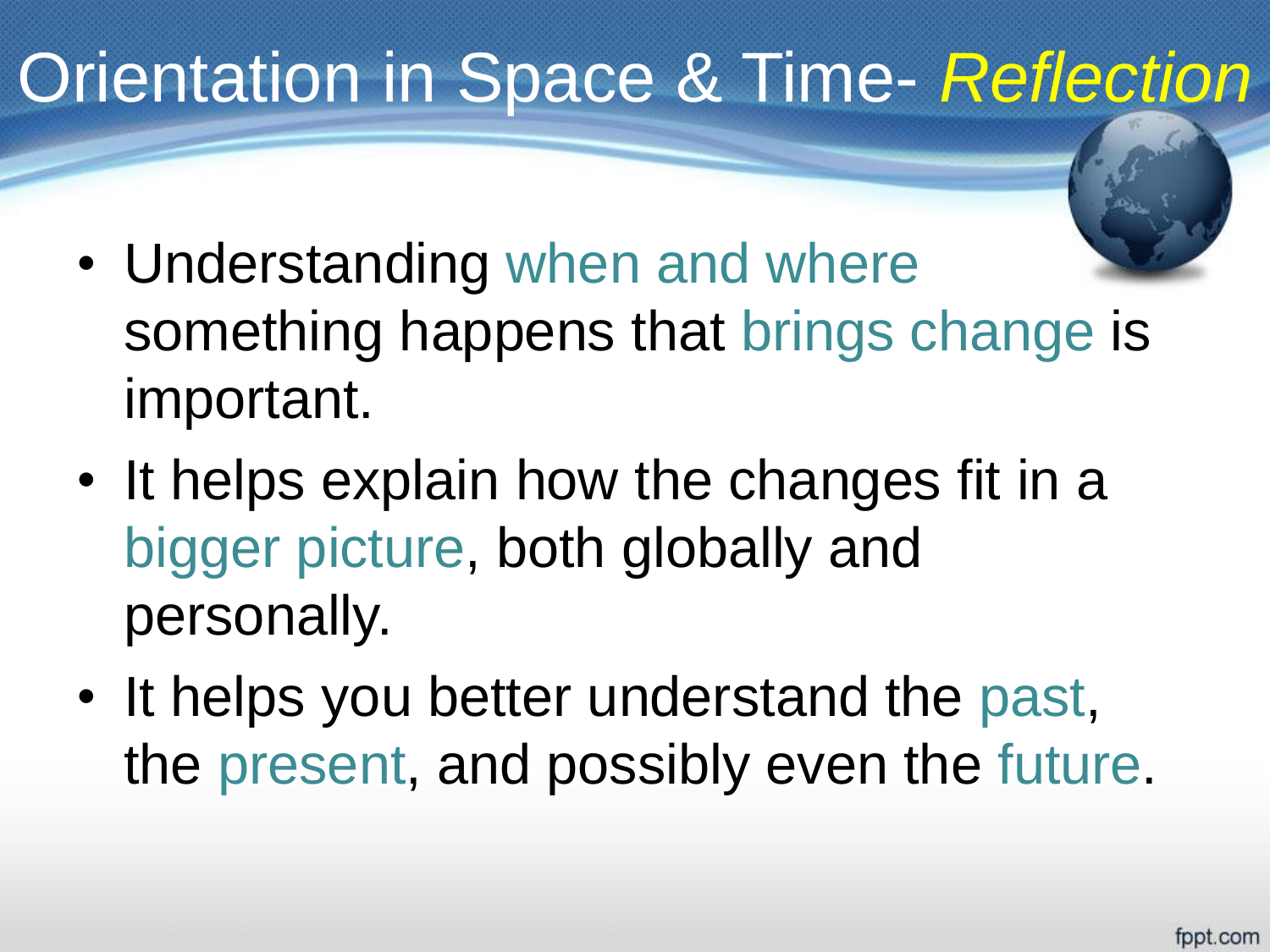# Orientation in Space & Time- *Reflection*

- Understanding when and where something happens that brings change is important.
- It helps explain how the changes fit in a bigger picture, both globally and personally.
- It helps you better understand the past, the present, and possibly even the future.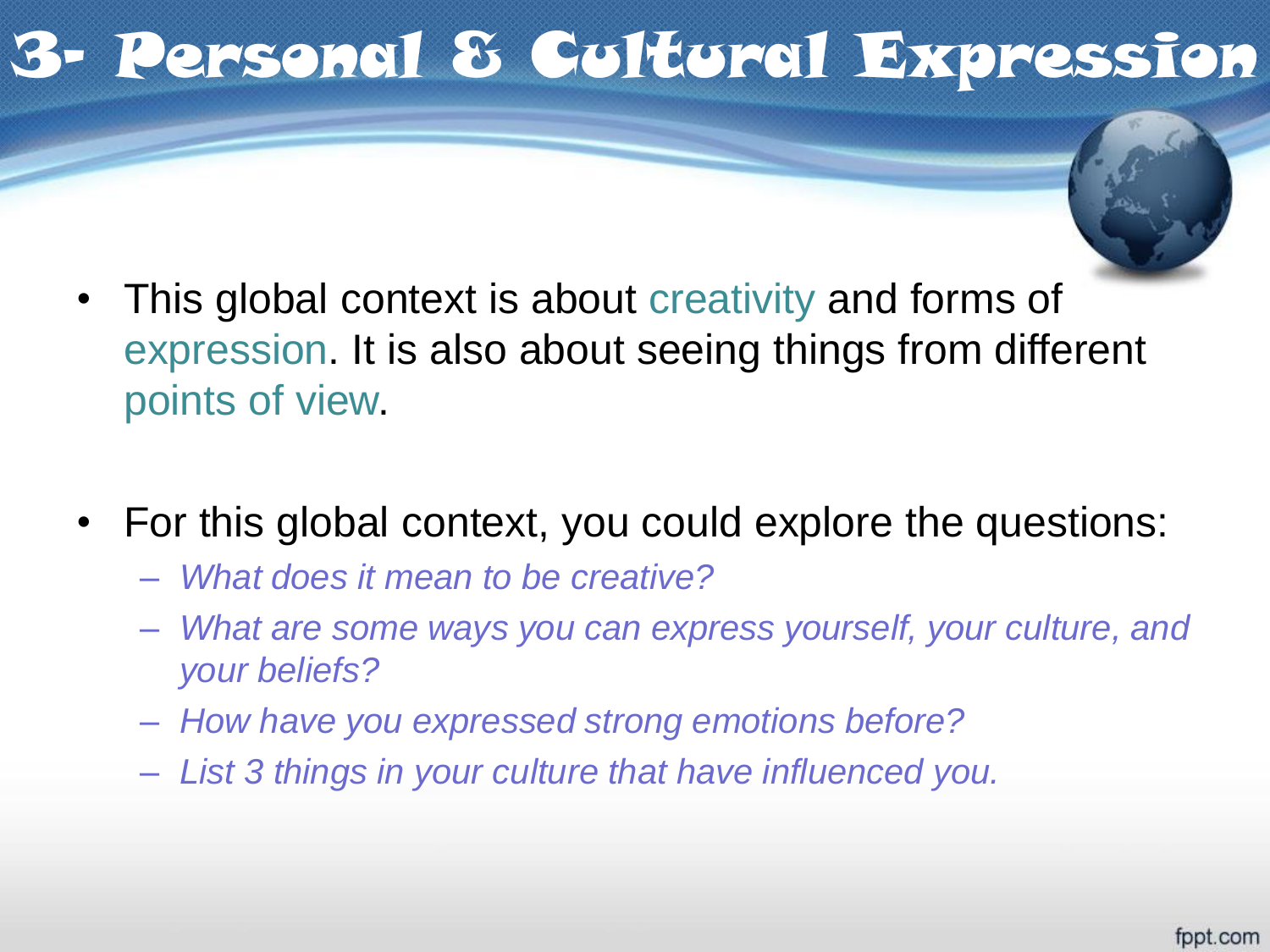# 3- Personal & Cultural Expression

- This global context is about creativity and forms of expression. It is also about seeing things from different points of view.

- For this global context, you could explore the questions:
  - *What does it mean to be creative?*
  - *What are some ways you can express yourself, your culture, and your beliefs?*
  - *How have you expressed strong emotions before?*
  - *List 3 things in your culture that have influenced you.*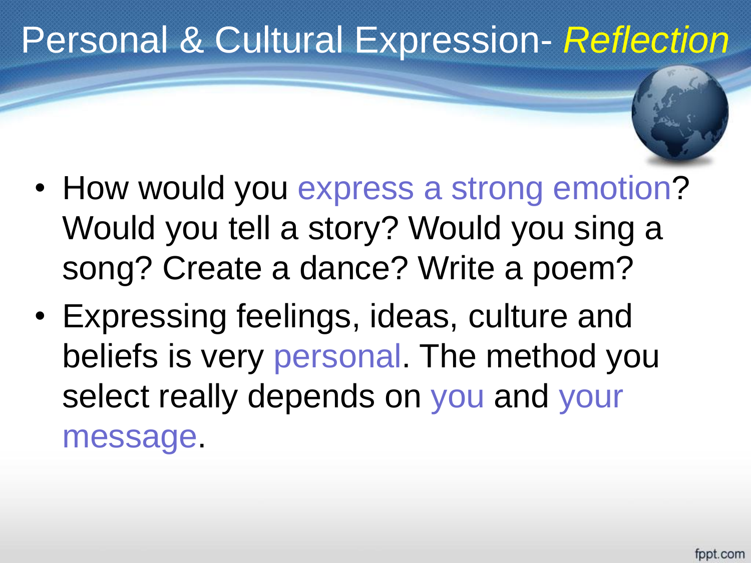# Personal & Cultural Expression- *Reflection*

- How would you express a strong emotion? Would you tell a story? Would you sing a song? Create a dance? Write a poem?
- Expressing feelings, ideas, culture and beliefs is very personal. The method you select really depends on you and your message.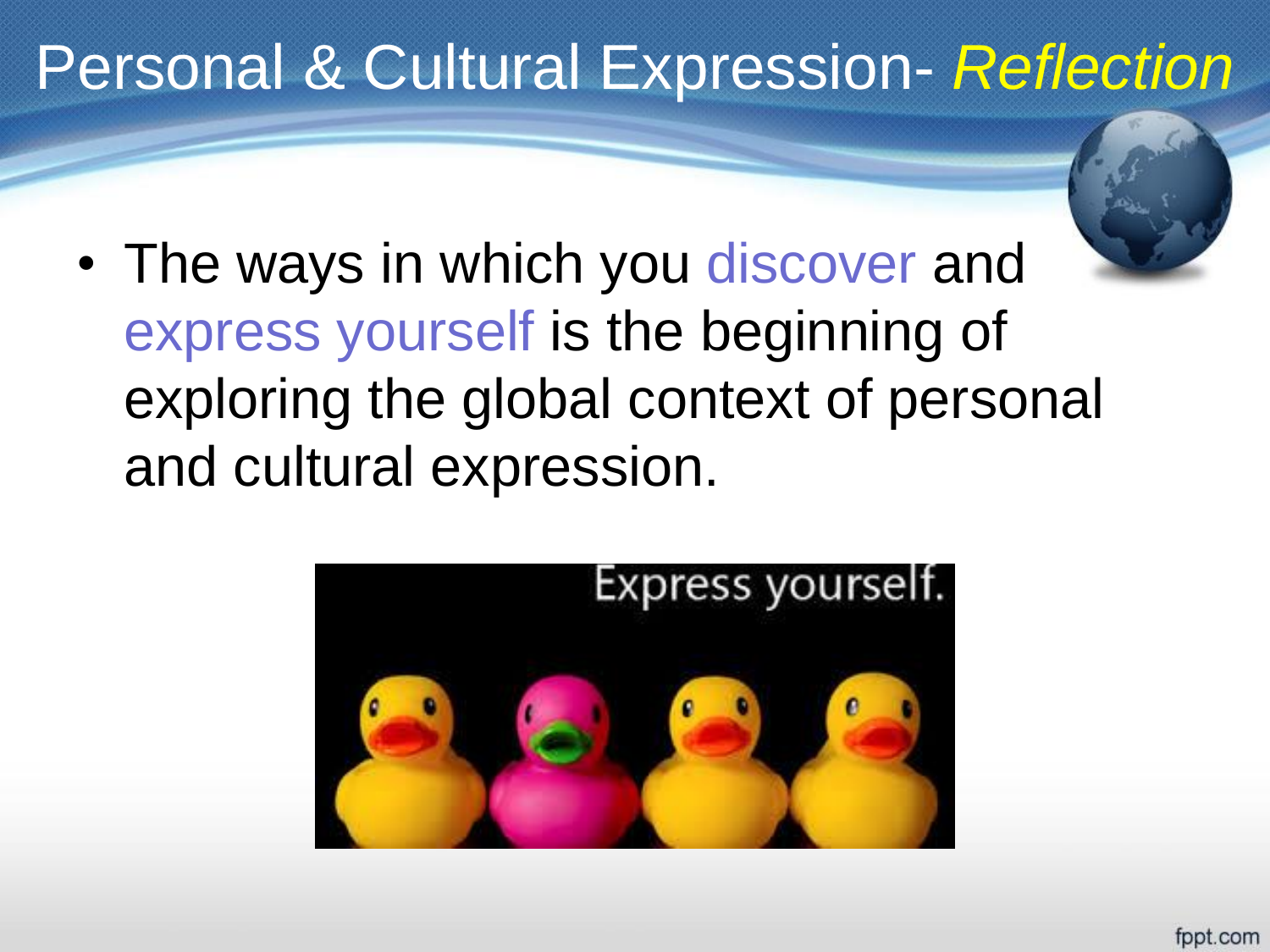# Personal & Cultural Expression- *Reflection*

- The ways in which you discover and express yourself is the beginning of exploring the global context of personal and cultural expression.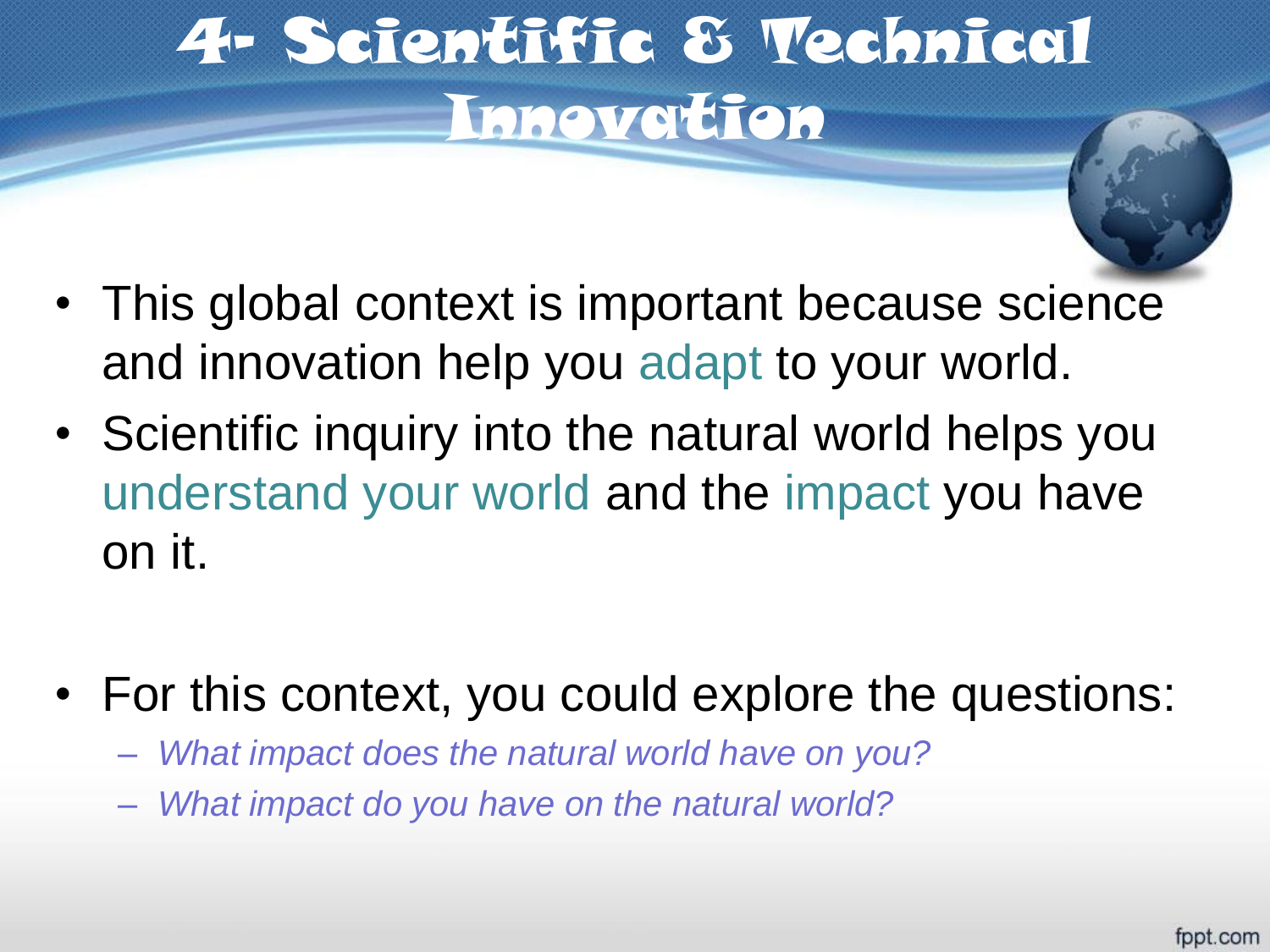# 4- Scientific & Technical Innovation

- This global context is important because science and innovation help you adapt to your world.
- Scientific inquiry into the natural world helps you understand your world and the impact you have on it.
- For this context, you could explore the questions:
  - *What impact does the natural world have on you?*
  - *What impact do you have on the natural world?*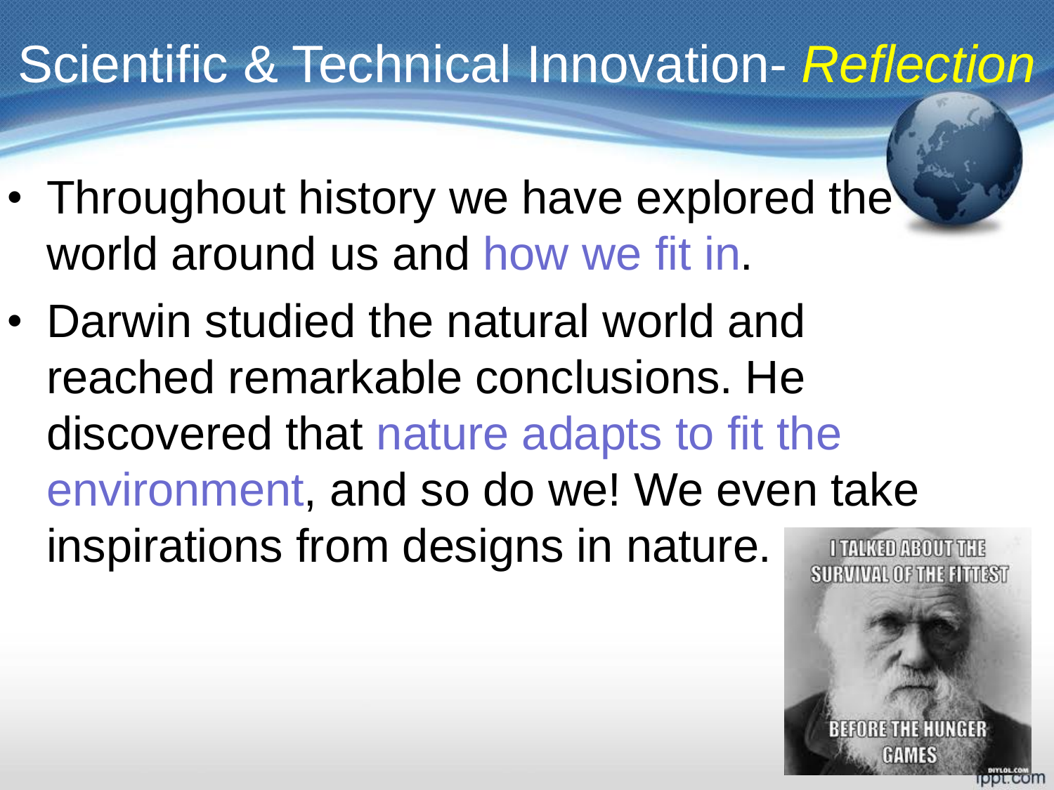# Scientific & Technical Innovation- *Reflection*

- Throughout history we have explored the world around us and how we fit in.
- Darwin studied the natural world and reached remarkable conclusions. He discovered that nature adapts to fit the environment, and so do we! We even take inspirations from designs in nature.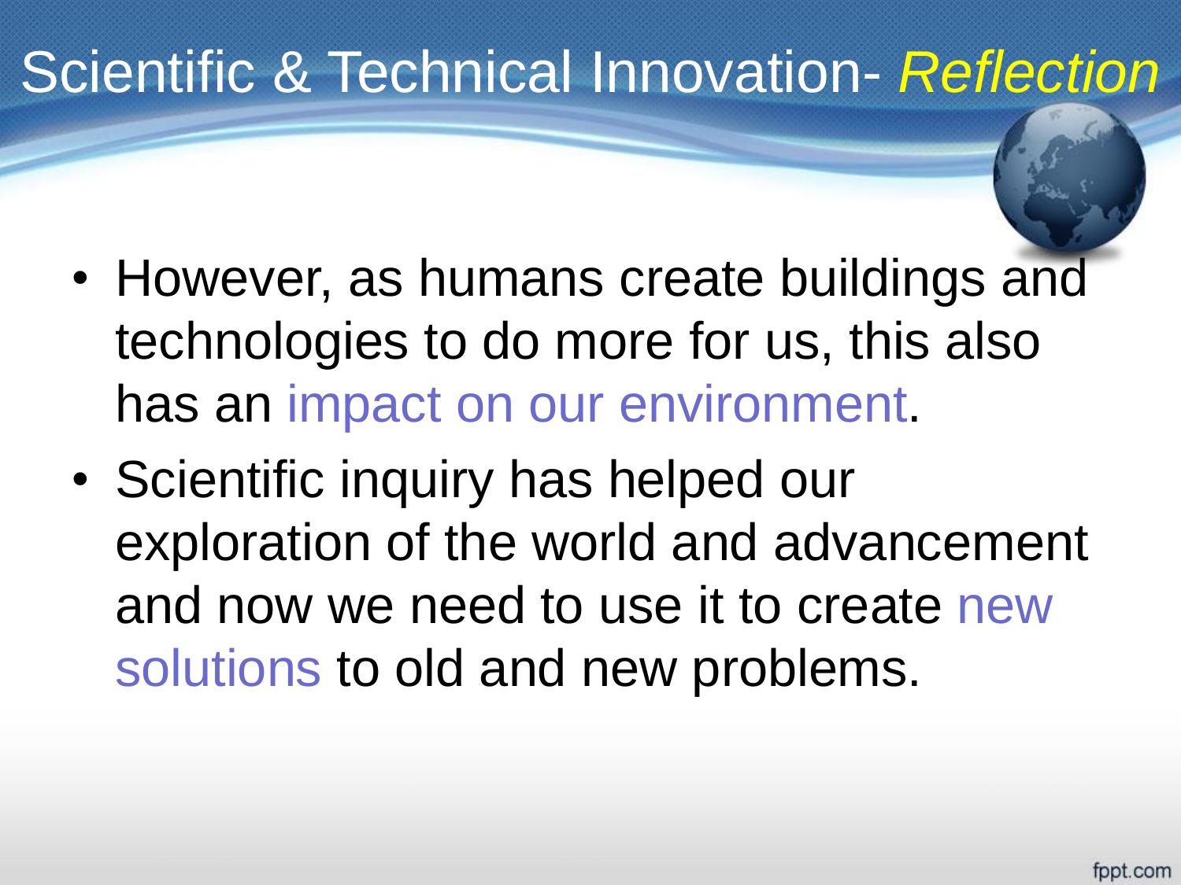# Scientific & Technical Innovation- *Reflection*

- However, as humans create buildings and technologies to do more for us, this also has an impact on our environment.
- Scientific inquiry has helped our exploration of the world and advancement and now we need to use it to create new solutions to old and new problems.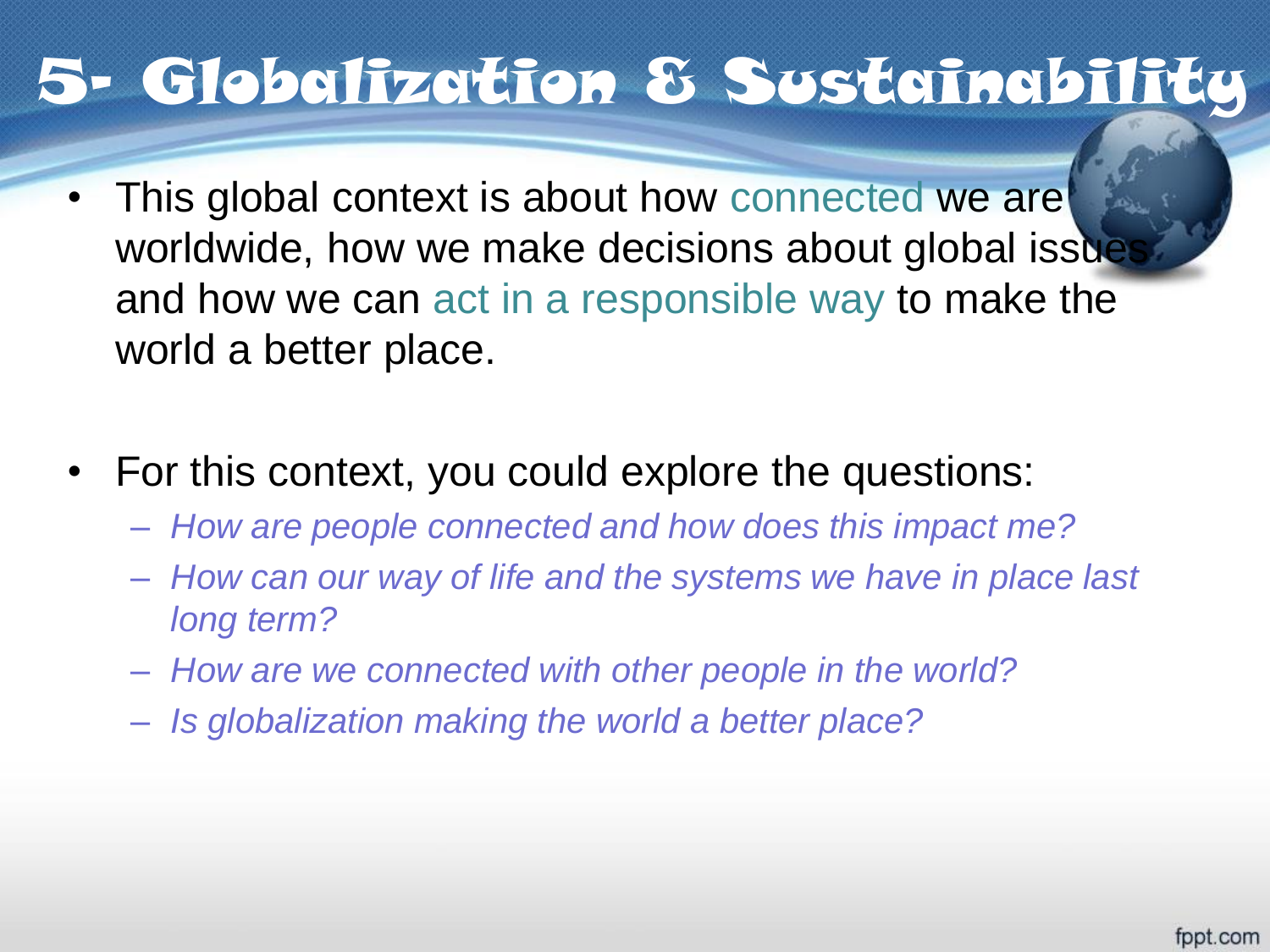# 5- Globalization & Sustainability

- This global context is about how connected we are worldwide, how we make decisions about global issues and how we can act in a responsible way to make the world a better place.

- For this context, you could explore the questions:
  - *How are people connected and how does this impact me?*
  - *How can our way of life and the systems we have in place last long term?*
  - *How are we connected with other people in the world?*
  - *Is globalization making the world a better place?*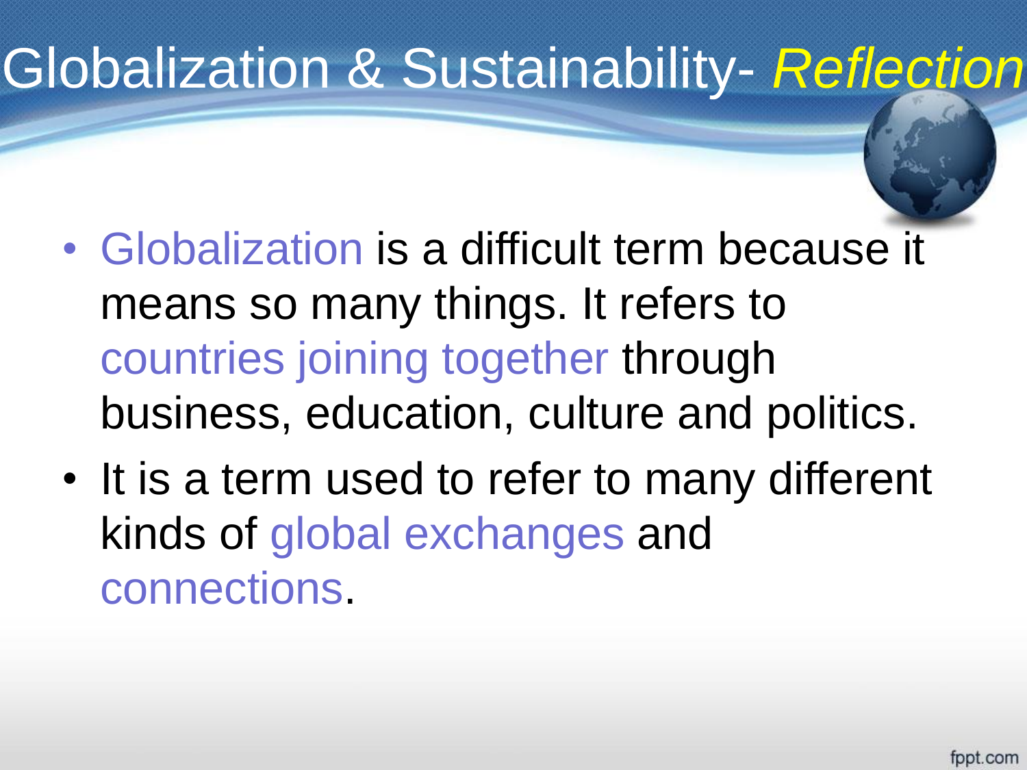# Globalization & Sustainability- *Reflection*

- Globalization is a difficult term because it means so many things. It refers to countries joining together through business, education, culture and politics.
- It is a term used to refer to many different kinds of global exchanges and connections.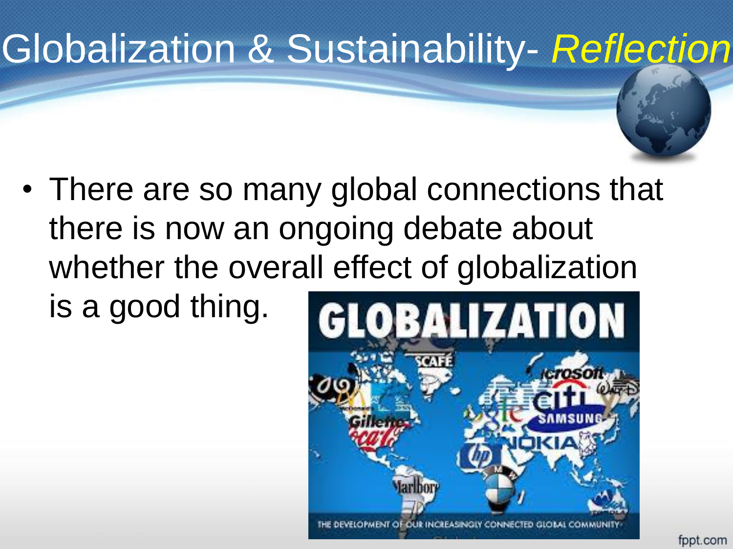# Globalization & Sustainability- *Reflection*

- There are so many global connections that there is now an ongoing debate about whether the overall effect of globalization is a good thing.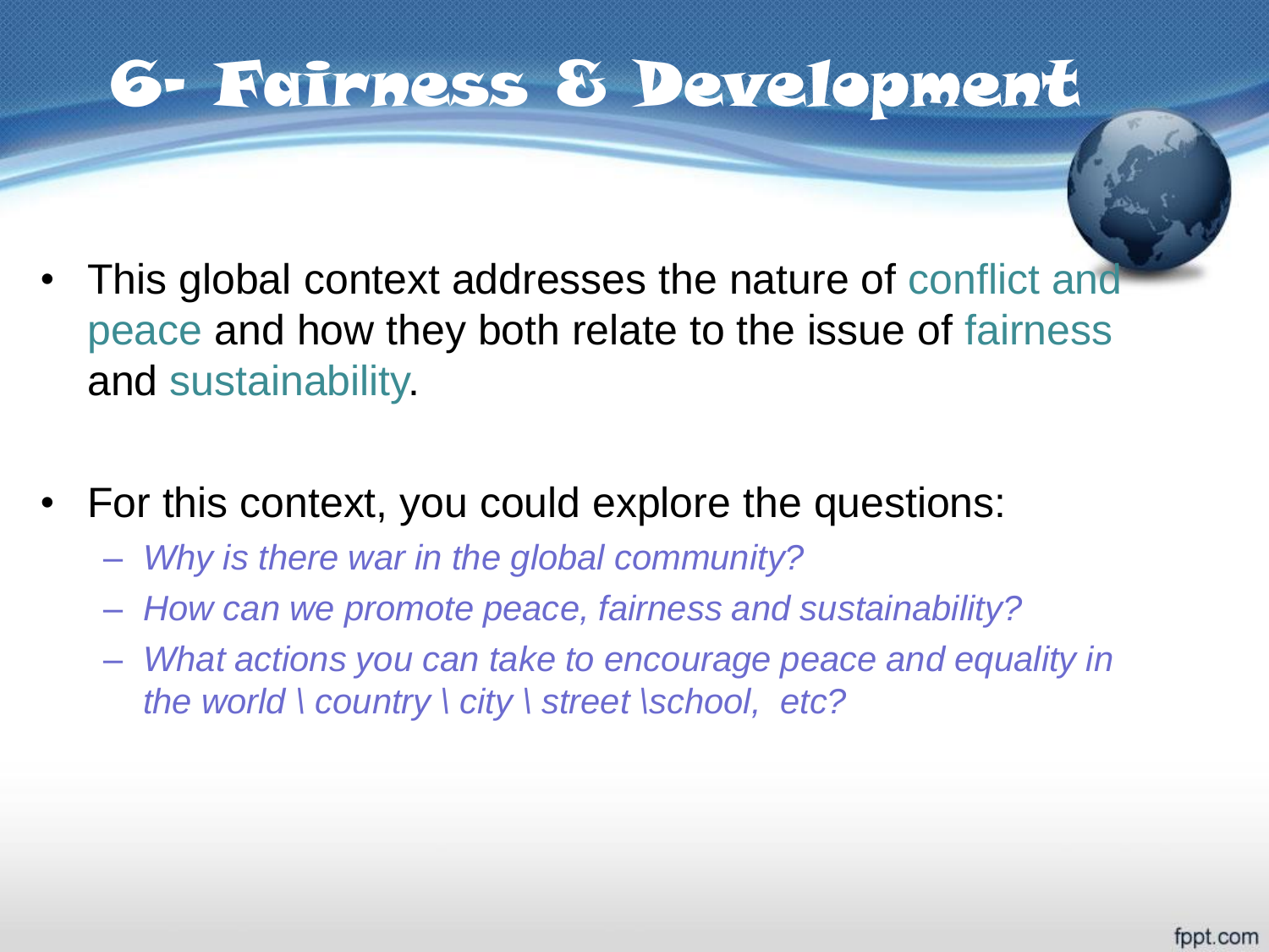# 6- Fairness & Development

- This global context addresses the nature of conflict and peace and how they both relate to the issue of fairness and sustainability.

- For this context, you could explore the questions:
  - *Why is there war in the global community?*
  - *How can we promote peace, fairness and sustainability?*
  - *What actions you can take to encourage peace and equality in the world \ country \ city \ street \school, etc?*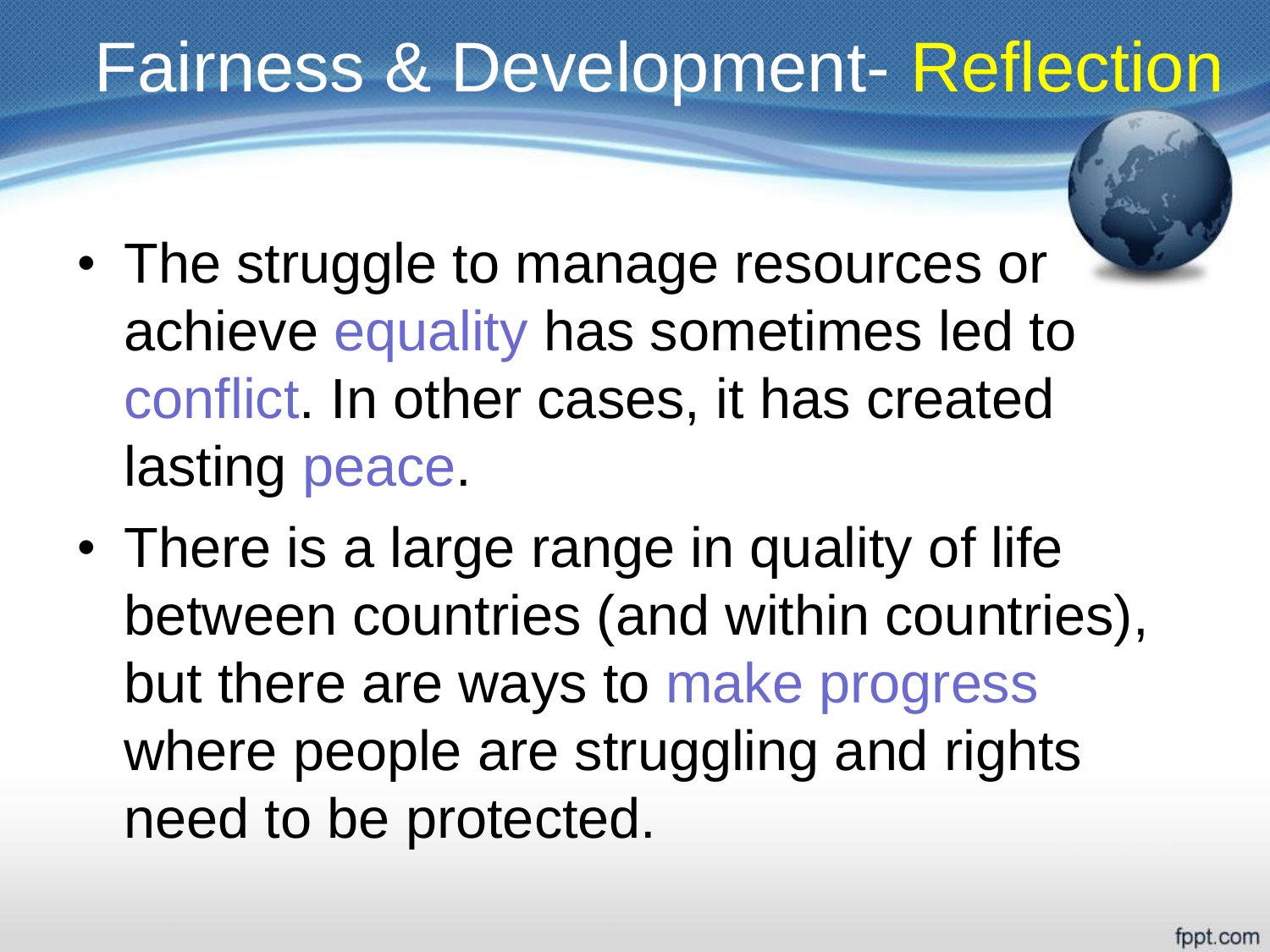# Fairness & Development- Reflection

- The struggle to manage resources or achieve equality has sometimes led to conflict. In other cases, it has created lasting peace.
- There is a large range in quality of life between countries (and within countries), but there are ways to make progress where people are struggling and rights need to be protected.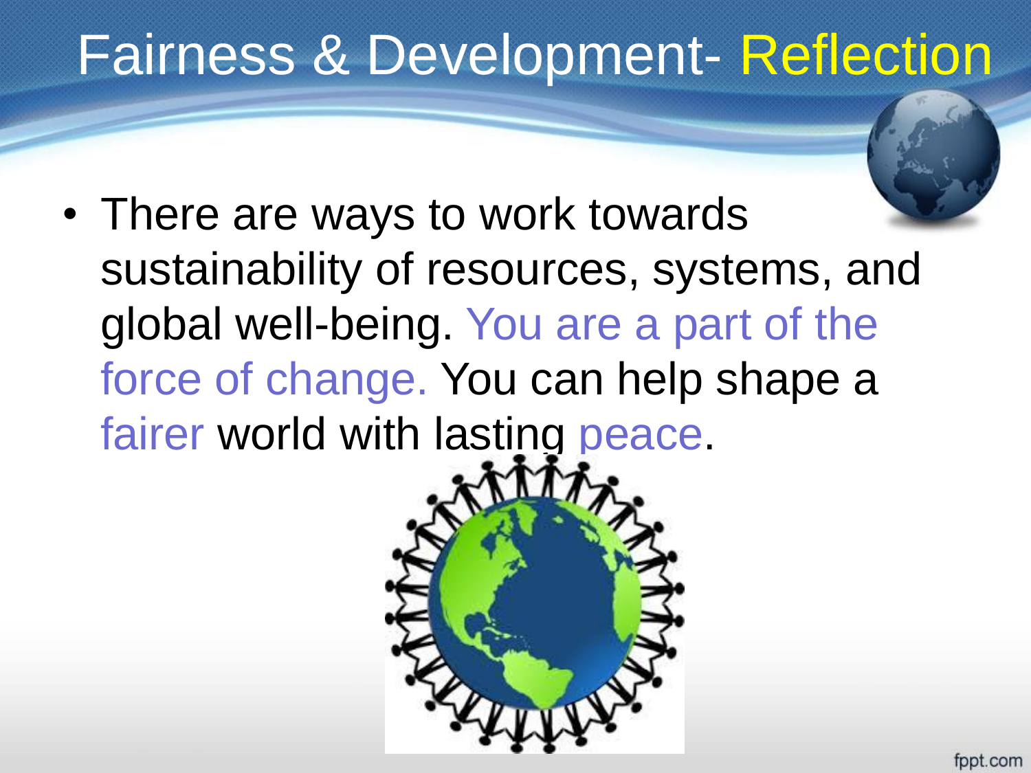# Fairness & Development- Reflection

- There are ways to work towards sustainability of resources, systems, and global well-being. You are a part of the force of change. You can help shape a fairer world with lasting peace.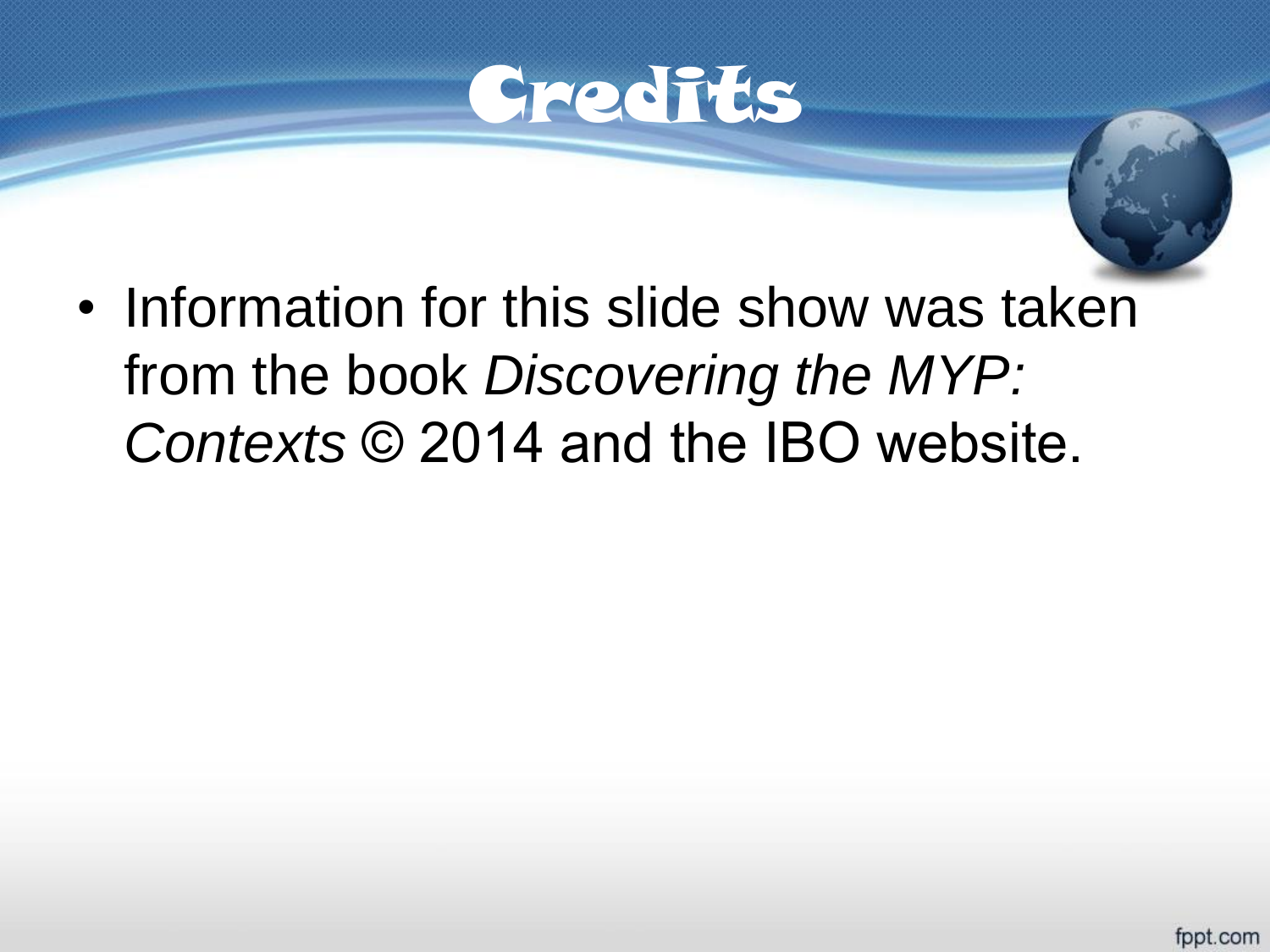# Credits

- Information for this slide show was taken from the book *Discovering the MYP: Contexts* © 2014 and the IBO website.